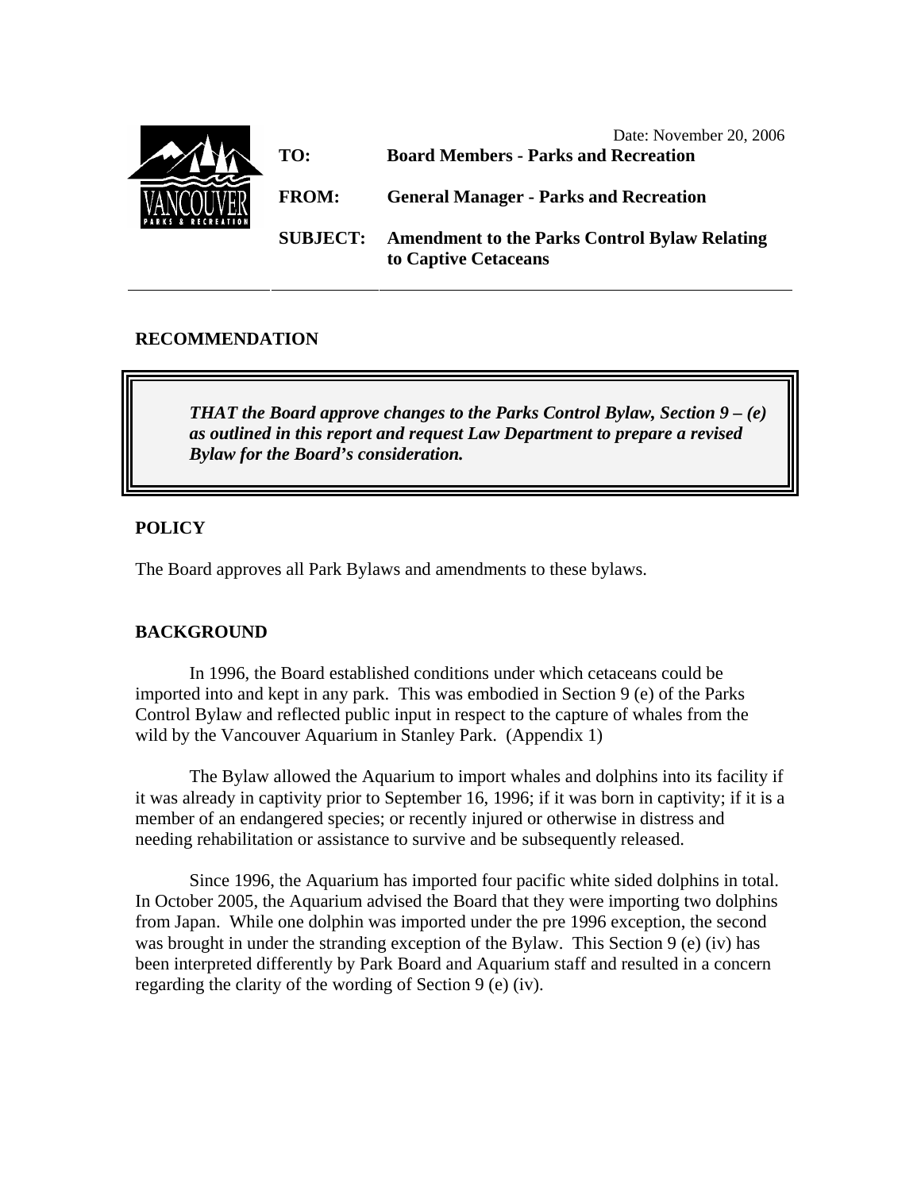Date: November 20, 2006

**TO:** **Board Members - Parks and Recreation**

**FROM:** **General Manager - Parks and Recreation**

**SUBJECT:** **Amendment to the Parks Control Bylaw Relating to Captive Cetaceans**

## RECOMMENDATION

> ***THAT the Board approve changes to the Parks Control Bylaw, Section 9 – (e) as outlined in this report and request Law Department to prepare a revised Bylaw for the Board's consideration.***

## POLICY

The Board approves all Park Bylaws and amendments to these bylaws.

## BACKGROUND

In 1996, the Board established conditions under which cetaceans could be imported into and kept in any park. This was embodied in Section 9 (e) of the Parks Control Bylaw and reflected public input in respect to the capture of whales from the wild by the Vancouver Aquarium in Stanley Park. (Appendix 1)

The Bylaw allowed the Aquarium to import whales and dolphins into its facility if it was already in captivity prior to September 16, 1996; if it was born in captivity; if it is a member of an endangered species; or recently injured or otherwise in distress and needing rehabilitation or assistance to survive and be subsequently released.

Since 1996, the Aquarium has imported four pacific white sided dolphins in total. In October 2005, the Aquarium advised the Board that they were importing two dolphins from Japan. While one dolphin was imported under the pre 1996 exception, the second was brought in under the stranding exception of the Bylaw. This Section 9 (e) (iv) has been interpreted differently by Park Board and Aquarium staff and resulted in a concern regarding the clarity of the wording of Section 9 (e) (iv).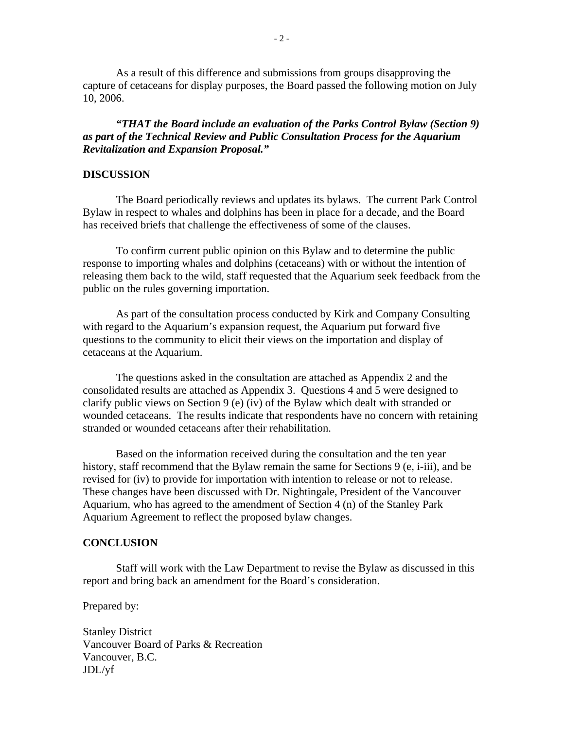As a result of this difference and submissions from groups disapproving the capture of cetaceans for display purposes, the Board passed the following motion on July 10, 2006.

***"THAT the Board include an evaluation of the Parks Control Bylaw (Section 9) as part of the Technical Review and Public Consultation Process for the Aquarium Revitalization and Expansion Proposal."***

**DISCUSSION**

The Board periodically reviews and updates its bylaws. The current Park Control Bylaw in respect to whales and dolphins has been in place for a decade, and the Board has received briefs that challenge the effectiveness of some of the clauses.

To confirm current public opinion on this Bylaw and to determine the public response to importing whales and dolphins (cetaceans) with or without the intention of releasing them back to the wild, staff requested that the Aquarium seek feedback from the public on the rules governing importation.

As part of the consultation process conducted by Kirk and Company Consulting with regard to the Aquarium's expansion request, the Aquarium put forward five questions to the community to elicit their views on the importation and display of cetaceans at the Aquarium.

The questions asked in the consultation are attached as Appendix 2 and the consolidated results are attached as Appendix 3. Questions 4 and 5 were designed to clarify public views on Section 9 (e) (iv) of the Bylaw which dealt with stranded or wounded cetaceans. The results indicate that respondents have no concern with retaining stranded or wounded cetaceans after their rehabilitation.

Based on the information received during the consultation and the ten year history, staff recommend that the Bylaw remain the same for Sections 9 (e, i-iii), and be revised for (iv) to provide for importation with intention to release or not to release. These changes have been discussed with Dr. Nightingale, President of the Vancouver Aquarium, who has agreed to the amendment of Section 4 (n) of the Stanley Park Aquarium Agreement to reflect the proposed bylaw changes.

**CONCLUSION**

Staff will work with the Law Department to revise the Bylaw as discussed in this report and bring back an amendment for the Board's consideration.

Prepared by:

Stanley District
Vancouver Board of Parks & Recreation
Vancouver, B.C.
JDL/yf